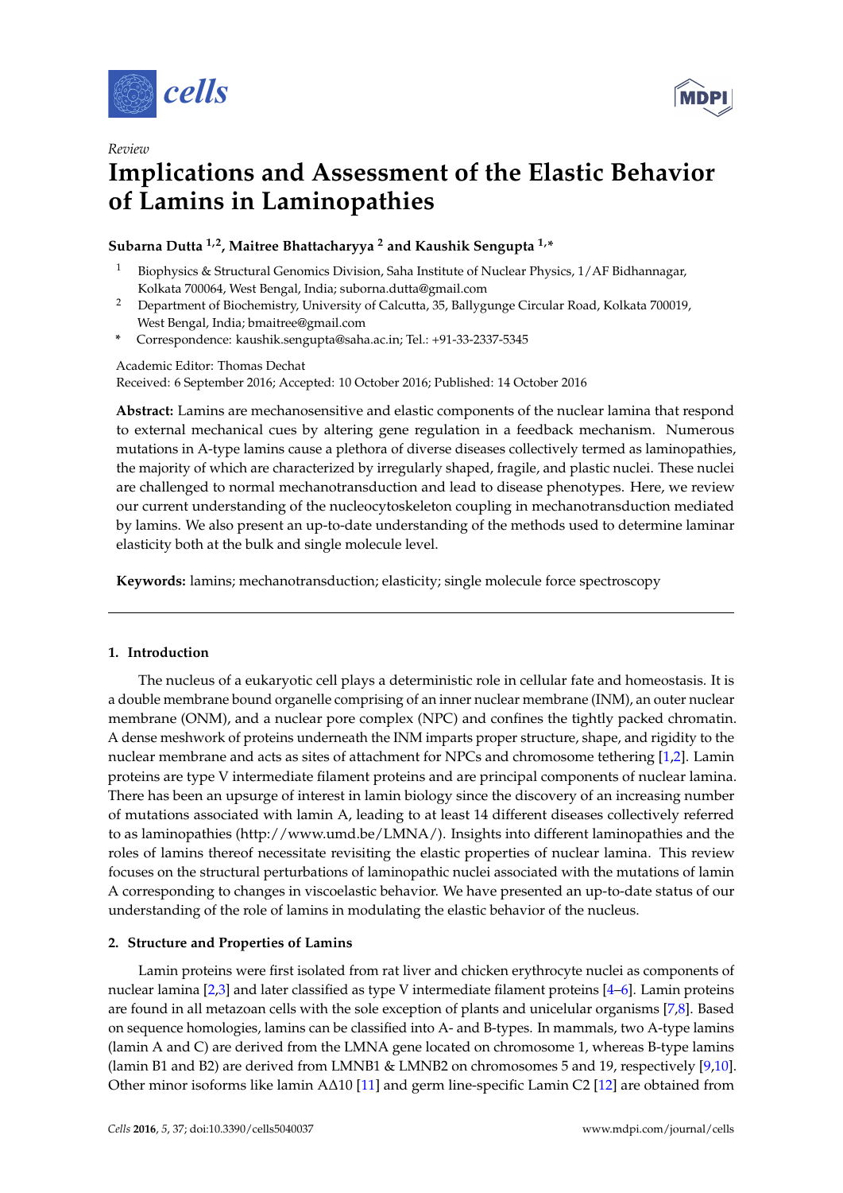*Review*

# Implications and Assessment of the Elastic Behavior of Lamins in Laminopathies

**Subarna Dutta [1,2], Maitree Bhattacharyya [2] and Kaushik Sengupta [1,*]**

1. Biophysics & Structural Genomics Division, Saha Institute of Nuclear Physics, 1/AF Bidhannagar, Kolkata 700064, West Bengal, India; suborna.dutta@gmail.com
2. Department of Biochemistry, University of Calcutta, 35, Ballygunge Circular Road, Kolkata 700019, West Bengal, India; bmaitree@gmail.com

\* Correspondence: kaushik.sengupta@saha.ac.in; Tel.: +91-33-2337-5345

Academic Editor: Thomas Dechat

Received: 6 September 2016; Accepted: 10 October 2016; Published: 14 October 2016

**Abstract:** Lamins are mechanosensitive and elastic components of the nuclear lamina that respond to external mechanical cues by altering gene regulation in a feedback mechanism. Numerous mutations in A-type lamins cause a plethora of diverse diseases collectively termed as laminopathies, the majority of which are characterized by irregularly shaped, fragile, and plastic nuclei. These nuclei are challenged to normal mechanotransduction and lead to disease phenotypes. Here, we review our current understanding of the nucleocytoskeleton coupling in mechanotransduction mediated by lamins. We also present an up-to-date understanding of the methods used to determine laminar elasticity both at the bulk and single molecule level.

**Keywords:** lamins; mechanotransduction; elasticity; single molecule force spectroscopy

## 1. Introduction

The nucleus of a eukaryotic cell plays a deterministic role in cellular fate and homeostasis. It is a double membrane bound organelle comprising of an inner nuclear membrane (INM), an outer nuclear membrane (ONM), and a nuclear pore complex (NPC) and confines the tightly packed chromatin. A dense meshwork of proteins underneath the INM imparts proper structure, shape, and rigidity to the nuclear membrane and acts as sites of attachment for NPCs and chromosome tethering [1,2]. Lamin proteins are type V intermediate filament proteins and are principal components of nuclear lamina. There has been an upsurge of interest in lamin biology since the discovery of an increasing number of mutations associated with lamin A, leading to at least 14 different diseases collectively referred to as laminopathies (http://www.umd.be/LMNA/). Insights into different laminopathies and the roles of lamins thereof necessitate revisiting the elastic properties of nuclear lamina. This review focuses on the structural perturbations of laminopathic nuclei associated with the mutations of lamin A corresponding to changes in viscoelastic behavior. We have presented an up-to-date status of our understanding of the role of lamins in modulating the elastic behavior of the nucleus.

## 2. Structure and Properties of Lamins

Lamin proteins were first isolated from rat liver and chicken erythrocyte nuclei as components of nuclear lamina [2,3] and later classified as type V intermediate filament proteins [4–6]. Lamin proteins are found in all metazoan cells with the sole exception of plants and unicelular organisms [7,8]. Based on sequence homologies, lamins can be classified into A- and B-types. In mammals, two A-type lamins (lamin A and C) are derived from the LMNA gene located on chromosome 1, whereas B-type lamins (lamin B1 and B2) are derived from LMNB1 & LMNB2 on chromosomes 5 and 19, respectively [9,10]. Other minor isoforms like lamin AΔ10 [11] and germ line-specific Lamin C2 [12] are obtained from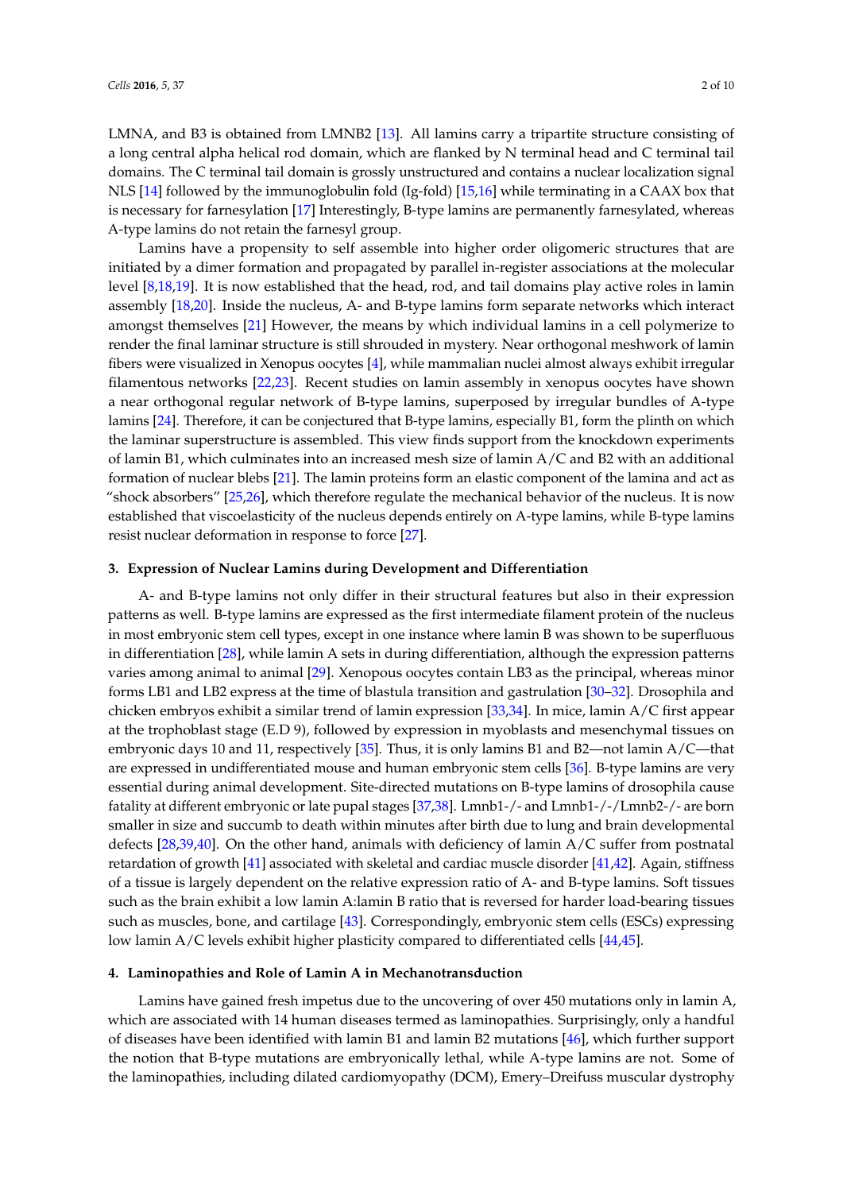LMNA, and B3 is obtained from LMNB2 [13]. All lamins carry a tripartite structure consisting of a long central alpha helical rod domain, which are flanked by N terminal head and C terminal tail domains. The C terminal tail domain is grossly unstructured and contains a nuclear localization signal NLS [14] followed by the immunoglobulin fold (Ig-fold) [15,16] while terminating in a CAAX box that is necessary for farnesylation [17] Interestingly, B-type lamins are permanently farnesylated, whereas A-type lamins do not retain the farnesyl group.

Lamins have a propensity to self assemble into higher order oligomeric structures that are initiated by a dimer formation and propagated by parallel in-register associations at the molecular level [8,18,19]. It is now established that the head, rod, and tail domains play active roles in lamin assembly [18,20]. Inside the nucleus, A- and B-type lamins form separate networks which interact amongst themselves [21] However, the means by which individual lamins in a cell polymerize to render the final laminar structure is still shrouded in mystery. Near orthogonal meshwork of lamin fibers were visualized in Xenopus oocytes [4], while mammalian nuclei almost always exhibit irregular filamentous networks [22,23]. Recent studies on lamin assembly in xenopus oocytes have shown a near orthogonal regular network of B-type lamins, superposed by irregular bundles of A-type lamins [24]. Therefore, it can be conjectured that B-type lamins, especially B1, form the plinth on which the laminar superstructure is assembled. This view finds support from the knockdown experiments of lamin B1, which culminates into an increased mesh size of lamin A/C and B2 with an additional formation of nuclear blebs [21]. The lamin proteins form an elastic component of the lamina and act as "shock absorbers" [25,26], which therefore regulate the mechanical behavior of the nucleus. It is now established that viscoelasticity of the nucleus depends entirely on A-type lamins, while B-type lamins resist nuclear deformation in response to force [27].

## 3. Expression of Nuclear Lamins during Development and Differentiation

A- and B-type lamins not only differ in their structural features but also in their expression patterns as well. B-type lamins are expressed as the first intermediate filament protein of the nucleus in most embryonic stem cell types, except in one instance where lamin B was shown to be superfluous in differentiation [28], while lamin A sets in during differentiation, although the expression patterns varies among animal to animal [29]. Xenopus oocytes contain LB3 as the principal, whereas minor forms LB1 and LB2 express at the time of blastula transition and gastrulation [30–32]. Drosophila and chicken embryos exhibit a similar trend of lamin expression [33,34]. In mice, lamin A/C first appear at the trophoblast stage (E.D 9), followed by expression in myoblasts and mesenchymal tissues on embryonic days 10 and 11, respectively [35]. Thus, it is only lamins B1 and B2—not lamin A/C—that are expressed in undifferentiated mouse and human embryonic stem cells [36]. B-type lamins are very essential during animal development. Site-directed mutations on B-type lamins of drosophila cause fatality at different embryonic or late pupal stages [37,38]. Lmnb1-/- and Lmnb1-/-/Lmnb2-/- are born smaller in size and succumb to death within minutes after birth due to lung and brain developmental defects [28,39,40]. On the other hand, animals with deficiency of lamin A/C suffer from postnatal retardation of growth [41] associated with skeletal and cardiac muscle disorder [41,42]. Again, stiffness of a tissue is largely dependent on the relative expression ratio of A- and B-type lamins. Soft tissues such as the brain exhibit a low lamin A:lamin B ratio that is reversed for harder load-bearing tissues such as muscles, bone, and cartilage [43]. Correspondingly, embryonic stem cells (ESCs) expressing low lamin A/C levels exhibit higher plasticity compared to differentiated cells [44,45].

## 4. Laminopathies and Role of Lamin A in Mechanotransduction

Lamins have gained fresh impetus due to the uncovering of over 450 mutations only in lamin A, which are associated with 14 human diseases termed as laminopathies. Surprisingly, only a handful of diseases have been identified with lamin B1 and lamin B2 mutations [46], which further support the notion that B-type mutations are embryonically lethal, while A-type lamins are not. Some of the laminopathies, including dilated cardiomyopathy (DCM), Emery–Dreifuss muscular dystrophy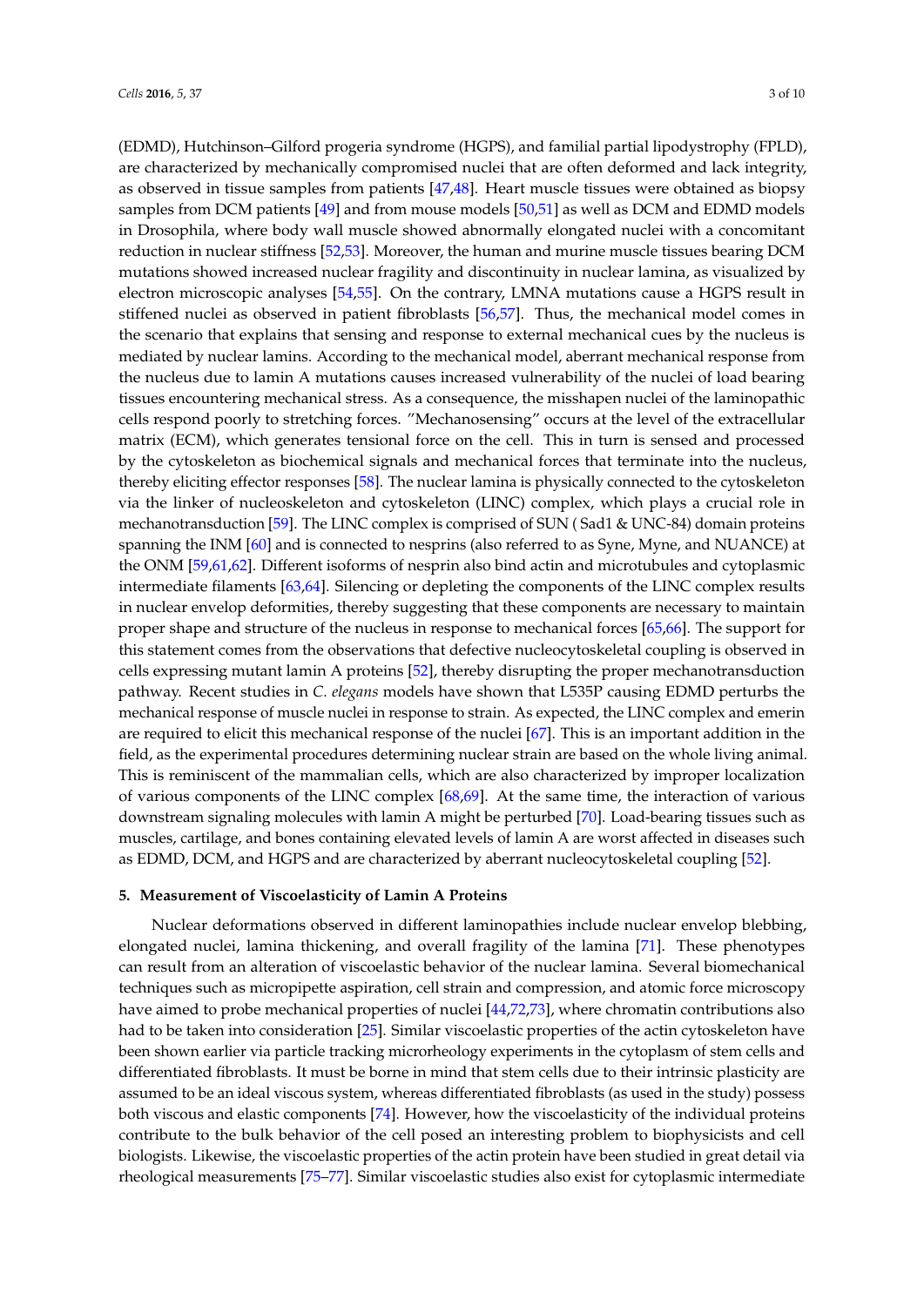(EDMD), Hutchinson–Gilford progeria syndrome (HGPS), and familial partial lipodystrophy (FPLD), are characterized by mechanically compromised nuclei that are often deformed and lack integrity, as observed in tissue samples from patients [47,48]. Heart muscle tissues were obtained as biopsy samples from DCM patients [49] and from mouse models [50,51] as well as DCM and EDMD models in Drosophila, where body wall muscle showed abnormally elongated nuclei with a concomitant reduction in nuclear stiffness [52,53]. Moreover, the human and murine muscle tissues bearing DCM mutations showed increased nuclear fragility and discontinuity in nuclear lamina, as visualized by electron microscopic analyses [54,55]. On the contrary, LMNA mutations cause a HGPS result in stiffened nuclei as observed in patient fibroblasts [56,57]. Thus, the mechanical model comes in the scenario that explains that sensing and response to external mechanical cues by the nucleus is mediated by nuclear lamins. According to the mechanical model, aberrant mechanical response from the nucleus due to lamin A mutations causes increased vulnerability of the nuclei of load bearing tissues encountering mechanical stress. As a consequence, the misshapen nuclei of the laminopathic cells respond poorly to stretching forces. "Mechanosensing" occurs at the level of the extracellular matrix (ECM), which generates tensional force on the cell. This in turn is sensed and processed by the cytoskeleton as biochemical signals and mechanical forces that terminate into the nucleus, thereby eliciting effector responses [58]. The nuclear lamina is physically connected to the cytoskeleton via the linker of nucleoskeleton and cytoskeleton (LINC) complex, which plays a crucial role in mechanotransduction [59]. The LINC complex is comprised of SUN ( Sad1 & UNC-84) domain proteins spanning the INM [60] and is connected to nesprins (also referred to as Syne, Myne, and NUANCE) at the ONM [59,61,62]. Different isoforms of nesprin also bind actin and microtubules and cytoplasmic intermediate filaments [63,64]. Silencing or depleting the components of the LINC complex results in nuclear envelop deformities, thereby suggesting that these components are necessary to maintain proper shape and structure of the nucleus in response to mechanical forces [65,66]. The support for this statement comes from the observations that defective nucleocytoskeletal coupling is observed in cells expressing mutant lamin A proteins [52], thereby disrupting the proper mechanotransduction pathway. Recent studies in *C. elegans* models have shown that L535P causing EDMD perturbs the mechanical response of muscle nuclei in response to strain. As expected, the LINC complex and emerin are required to elicit this mechanical response of the nuclei [67]. This is an important addition in the field, as the experimental procedures determining nuclear strain are based on the whole living animal. This is reminiscent of the mammalian cells, which are also characterized by improper localization of various components of the LINC complex [68,69]. At the same time, the interaction of various downstream signaling molecules with lamin A might be perturbed [70]. Load-bearing tissues such as muscles, cartilage, and bones containing elevated levels of lamin A are worst affected in diseases such as EDMD, DCM, and HGPS and are characterized by aberrant nucleocytoskeletal coupling [52].

## 5. Measurement of Viscoelasticity of Lamin A Proteins

Nuclear deformations observed in different laminopathies include nuclear envelop blebbing, elongated nuclei, lamina thickening, and overall fragility of the lamina [71]. These phenotypes can result from an alteration of viscoelastic behavior of the nuclear lamina. Several biomechanical techniques such as micropipette aspiration, cell strain and compression, and atomic force microscopy have aimed to probe mechanical properties of nuclei [44,72,73], where chromatin contributions also had to be taken into consideration [25]. Similar viscoelastic properties of the actin cytoskeleton have been shown earlier via particle tracking microrheology experiments in the cytoplasm of stem cells and differentiated fibroblasts. It must be borne in mind that stem cells due to their intrinsic plasticity are assumed to be an ideal viscous system, whereas differentiated fibroblasts (as used in the study) possess both viscous and elastic components [74]. However, how the viscoelasticity of the individual proteins contribute to the bulk behavior of the cell posed an interesting problem to biophysicists and cell biologists. Likewise, the viscoelastic properties of the actin protein have been studied in great detail via rheological measurements [75–77]. Similar viscoelastic studies also exist for cytoplasmic intermediate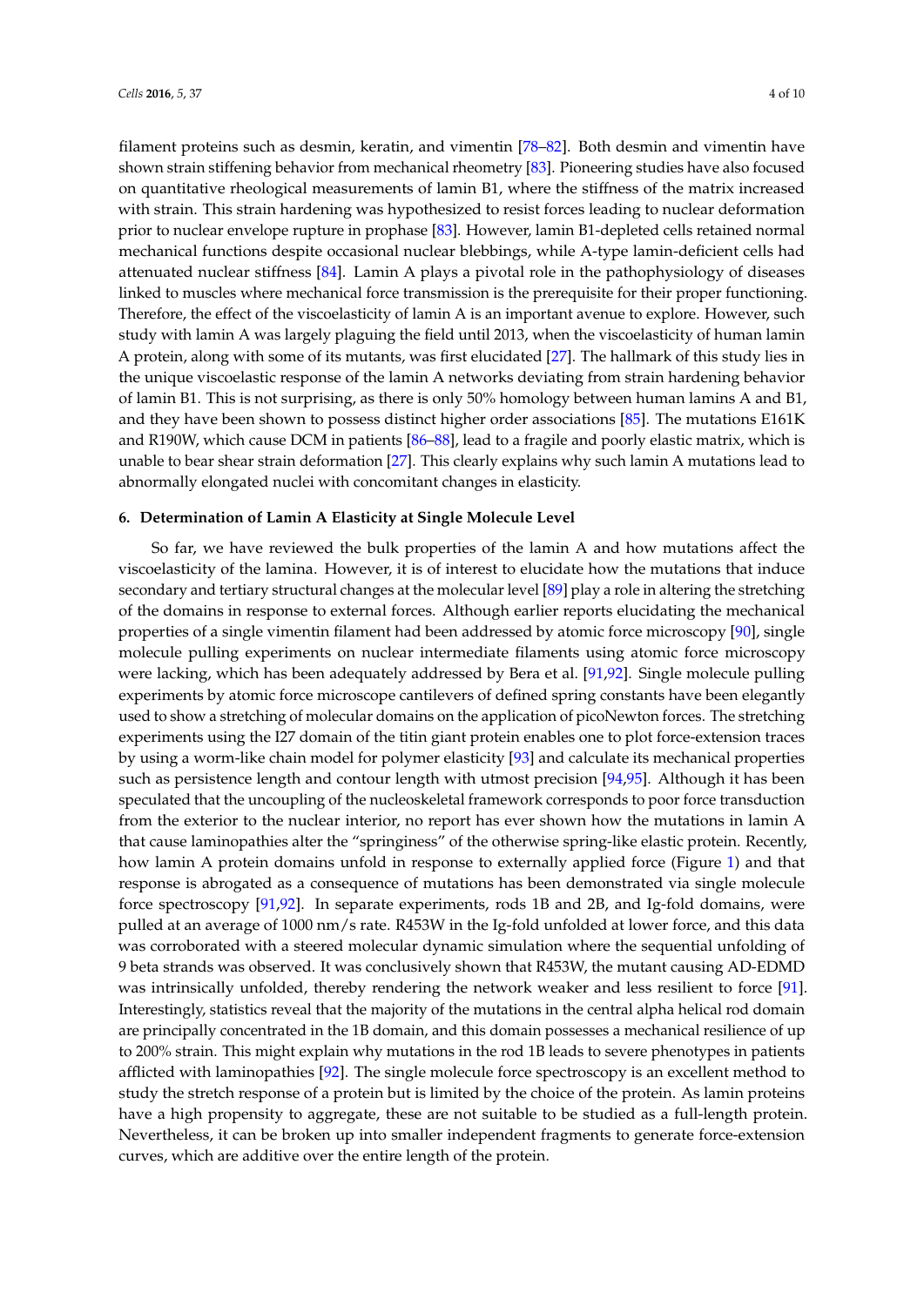filament proteins such as desmin, keratin, and vimentin [78–82]. Both desmin and vimentin have shown strain stiffening behavior from mechanical rheometry [83]. Pioneering studies have also focused on quantitative rheological measurements of lamin B1, where the stiffness of the matrix increased with strain. This strain hardening was hypothesized to resist forces leading to nuclear deformation prior to nuclear envelope rupture in prophase [83]. However, lamin B1-depleted cells retained normal mechanical functions despite occasional nuclear blebbings, while A-type lamin-deficient cells had attenuated nuclear stiffness [84]. Lamin A plays a pivotal role in the pathophysiology of diseases linked to muscles where mechanical force transmission is the prerequisite for their proper functioning. Therefore, the effect of the viscoelasticity of lamin A is an important avenue to explore. However, such study with lamin A was largely plaguing the field until 2013, when the viscoelasticity of human lamin A protein, along with some of its mutants, was first elucidated [27]. The hallmark of this study lies in the unique viscoelastic response of the lamin A networks deviating from strain hardening behavior of lamin B1. This is not surprising, as there is only 50% homology between human lamins A and B1, and they have been shown to possess distinct higher order associations [85]. The mutations E161K and R190W, which cause DCM in patients [86–88], lead to a fragile and poorly elastic matrix, which is unable to bear shear strain deformation [27]. This clearly explains why such lamin A mutations lead to abnormally elongated nuclei with concomitant changes in elasticity.

## 6. Determination of Lamin A Elasticity at Single Molecule Level

So far, we have reviewed the bulk properties of the lamin A and how mutations affect the viscoelasticity of the lamina. However, it is of interest to elucidate how the mutations that induce secondary and tertiary structural changes at the molecular level [89] play a role in altering the stretching of the domains in response to external forces. Although earlier reports elucidating the mechanical properties of a single vimentin filament had been addressed by atomic force microscopy [90], single molecule pulling experiments on nuclear intermediate filaments using atomic force microscopy were lacking, which has been adequately addressed by Bera et al. [91,92]. Single molecule pulling experiments by atomic force microscope cantilevers of defined spring constants have been elegantly used to show a stretching of molecular domains on the application of picoNewton forces. The stretching experiments using the I27 domain of the titin giant protein enables one to plot force-extension traces by using a worm-like chain model for polymer elasticity [93] and calculate its mechanical properties such as persistence length and contour length with utmost precision [94,95]. Although it has been speculated that the uncoupling of the nucleoskeletal framework corresponds to poor force transduction from the exterior to the nuclear interior, no report has ever shown how the mutations in lamin A that cause laminopathies alter the "springiness" of the otherwise spring-like elastic protein. Recently, how lamin A protein domains unfold in response to externally applied force (Figure 1) and that response is abrogated as a consequence of mutations has been demonstrated via single molecule force spectroscopy [91,92]. In separate experiments, rods 1B and 2B, and Ig-fold domains, were pulled at an average of 1000 nm/s rate. R453W in the Ig-fold unfolded at lower force, and this data was corroborated with a steered molecular dynamic simulation where the sequential unfolding of 9 beta strands was observed. It was conclusively shown that R453W, the mutant causing AD-EDMD was intrinsically unfolded, thereby rendering the network weaker and less resilient to force [91]. Interestingly, statistics reveal that the majority of the mutations in the central alpha helical rod domain are principally concentrated in the 1B domain, and this domain possesses a mechanical resilience of up to 200% strain. This might explain why mutations in the rod 1B leads to severe phenotypes in patients afflicted with laminopathies [92]. The single molecule force spectroscopy is an excellent method to study the stretch response of a protein but is limited by the choice of the protein. As lamin proteins have a high propensity to aggregate, these are not suitable to be studied as a full-length protein. Nevertheless, it can be broken up into smaller independent fragments to generate force-extension curves, which are additive over the entire length of the protein.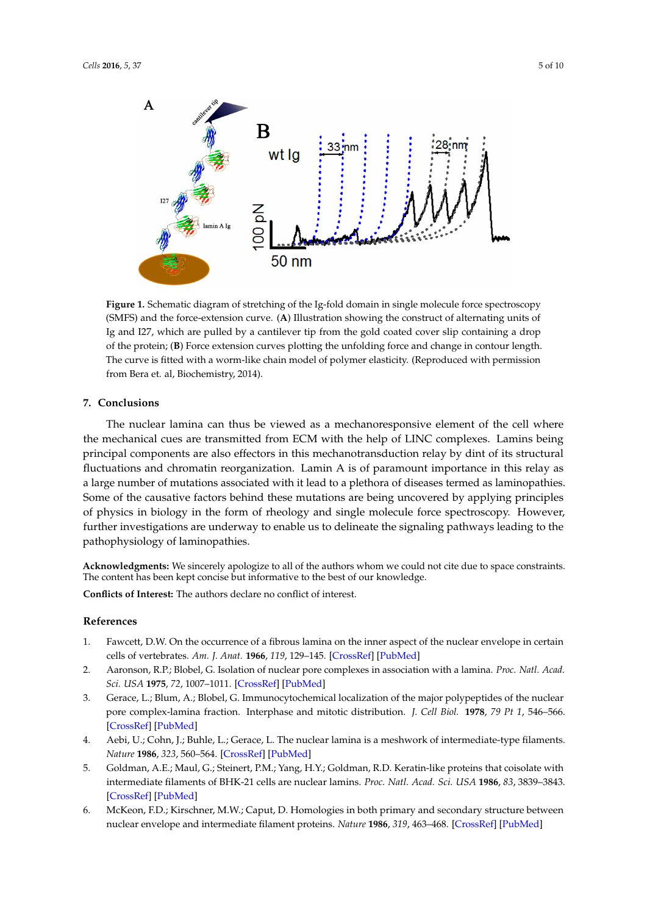**Figure 1.** Schematic diagram of stretching of the Ig-fold domain in single molecule force spectroscopy (SMFS) and the force-extension curve. (**A**) Illustration showing the construct of alternating units of Ig and I27, which are pulled by a cantilever tip from the gold coated cover slip containing a drop of the protein; (**B**) Force extension curves plotting the unfolding force and change in contour length. The curve is fitted with a worm-like chain model of polymer elasticity. (Reproduced with permission from Bera et. al, Biochemistry, 2014).

## 7. Conclusions

The nuclear lamina can thus be viewed as a mechanoresponsive element of the cell where the mechanical cues are transmitted from ECM with the help of LINC complexes. Lamins being principal components are also effectors in this mechanotransduction relay by dint of its structural fluctuations and chromatin reorganization. Lamin A is of paramount importance in this relay as a large number of mutations associated with it lead to a plethora of diseases termed as laminopathies. Some of the causative factors behind these mutations are being uncovered by applying principles of physics in biology in the form of rheology and single molecule force spectroscopy. However, further investigations are underway to enable us to delineate the signaling pathways leading to the pathophysiology of laminopathies.

**Acknowledgments:** We sincerely apologize to all of the authors whom we could not cite due to space constraints. The content has been kept concise but informative to the best of our knowledge.

**Conflicts of Interest:** The authors declare no conflict of interest.

## References

1. Fawcett, D.W. On the occurrence of a fibrous lamina on the inner aspect of the nuclear envelope in certain cells of vertebrates. *Am. J. Anat.* **1966**, *119*, 129–145. [CrossRef] [PubMed]
2. Aaronson, R.P.; Blobel, G. Isolation of nuclear pore complexes in association with a lamina. *Proc. Natl. Acad. Sci. USA* **1975**, *72*, 1007–1011. [CrossRef] [PubMed]
3. Gerace, L.; Blum, A.; Blobel, G. Immunocytochemical localization of the major polypeptides of the nuclear pore complex-lamina fraction. Interphase and mitotic distribution. *J. Cell Biol.* **1978**, *79 Pt 1*, 546–566. [CrossRef] [PubMed]
4. Aebi, U.; Cohn, J.; Buhle, L.; Gerace, L. The nuclear lamina is a meshwork of intermediate-type filaments. *Nature* **1986**, *323*, 560–564. [CrossRef] [PubMed]
5. Goldman, A.E.; Maul, G.; Steinert, P.M.; Yang, H.Y.; Goldman, R.D. Keratin-like proteins that coisolate with intermediate filaments of BHK-21 cells are nuclear lamins. *Proc. Natl. Acad. Sci. USA* **1986**, *83*, 3839–3843. [CrossRef] [PubMed]
6. McKeon, F.D.; Kirschner, M.W.; Caput, D. Homologies in both primary and secondary structure between nuclear envelope and intermediate filament proteins. *Nature* **1986**, *319*, 463–468. [CrossRef] [PubMed]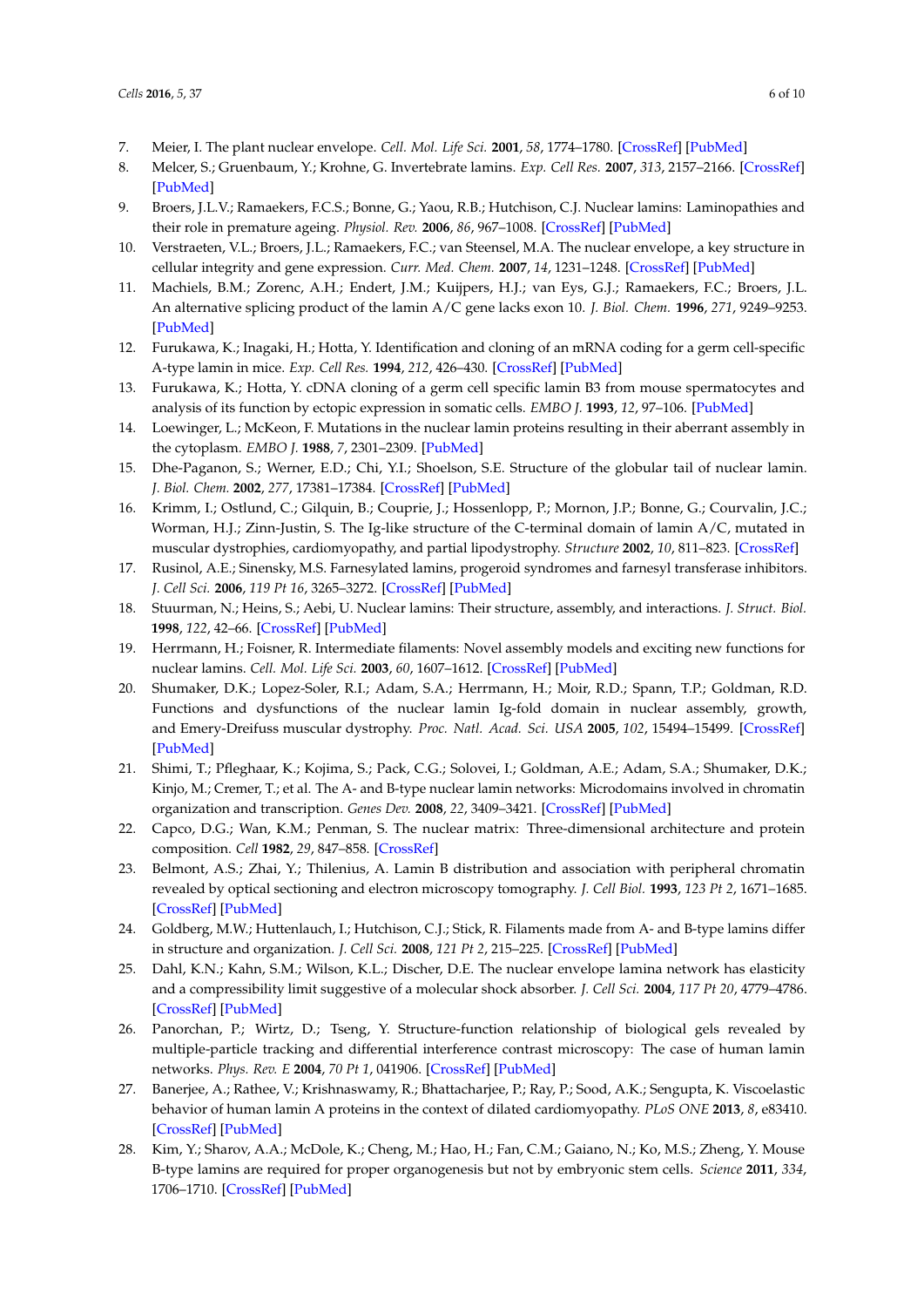7. Meier, I. The plant nuclear envelope. *Cell. Mol. Life Sci.* **2001**, *58*, 1774–1780. [CrossRef] [PubMed]
8. Melcer, S.; Gruenbaum, Y.; Krohne, G. Invertebrate lamins. *Exp. Cell Res.* **2007**, *313*, 2157–2166. [CrossRef] [PubMed]
9. Broers, J.L.V.; Ramaekers, F.C.S.; Bonne, G.; Yaou, R.B.; Hutchison, C.J. Nuclear lamins: Laminopathies and their role in premature ageing. *Physiol. Rev.* **2006**, *86*, 967–1008. [CrossRef] [PubMed]
10. Verstraeten, V.L.; Broers, J.L.; Ramaekers, F.C.; van Steensel, M.A. The nuclear envelope, a key structure in cellular integrity and gene expression. *Curr. Med. Chem.* **2007**, *14*, 1231–1248. [CrossRef] [PubMed]
11. Machiels, B.M.; Zorenc, A.H.; Endert, J.M.; Kuijpers, H.J.; van Eys, G.J.; Ramaekers, F.C.; Broers, J.L. An alternative splicing product of the lamin A/C gene lacks exon 10. *J. Biol. Chem.* **1996**, *271*, 9249–9253. [PubMed]
12. Furukawa, K.; Inagaki, H.; Hotta, Y. Identification and cloning of an mRNA coding for a germ cell-specific A-type lamin in mice. *Exp. Cell Res.* **1994**, *212*, 426–430. [CrossRef] [PubMed]
13. Furukawa, K.; Hotta, Y. cDNA cloning of a germ cell specific lamin B3 from mouse spermatocytes and analysis of its function by ectopic expression in somatic cells. *EMBO J.* **1993**, *12*, 97–106. [PubMed]
14. Loewinger, L.; McKeon, F. Mutations in the nuclear lamin proteins resulting in their aberrant assembly in the cytoplasm. *EMBO J.* **1988**, *7*, 2301–2309. [PubMed]
15. Dhe-Paganon, S.; Werner, E.D.; Chi, Y.I.; Shoelson, S.E. Structure of the globular tail of nuclear lamin. *J. Biol. Chem.* **2002**, *277*, 17381–17384. [CrossRef] [PubMed]
16. Krimm, I.; Ostlund, C.; Gilquin, B.; Couprie, J.; Hossenlopp, P.; Mornon, J.P.; Bonne, G.; Courvalin, J.C.; Worman, H.J.; Zinn-Justin, S. The Ig-like structure of the C-terminal domain of lamin A/C, mutated in muscular dystrophies, cardiomyopathy, and partial lipodystrophy. *Structure* **2002**, *10*, 811–823. [CrossRef]
17. Rusinol, A.E.; Sinensky, M.S. Farnesylated lamins, progeroid syndromes and farnesyl transferase inhibitors. *J. Cell Sci.* **2006**, *119 Pt 16*, 3265–3272. [CrossRef] [PubMed]
18. Stuurman, N.; Heins, S.; Aebi, U. Nuclear lamins: Their structure, assembly, and interactions. *J. Struct. Biol.* **1998**, *122*, 42–66. [CrossRef] [PubMed]
19. Herrmann, H.; Foisner, R. Intermediate filaments: Novel assembly models and exciting new functions for nuclear lamins. *Cell. Mol. Life Sci.* **2003**, *60*, 1607–1612. [CrossRef] [PubMed]
20. Shumaker, D.K.; Lopez-Soler, R.I.; Adam, S.A.; Herrmann, H.; Moir, R.D.; Spann, T.P.; Goldman, R.D. Functions and dysfunctions of the nuclear lamin Ig-fold domain in nuclear assembly, growth, and Emery-Dreifuss muscular dystrophy. *Proc. Natl. Acad. Sci. USA* **2005**, *102*, 15494–15499. [CrossRef] [PubMed]
21. Shimi, T.; Pfleghaar, K.; Kojima, S.; Pack, C.G.; Solovei, I.; Goldman, A.E.; Adam, S.A.; Shumaker, D.K.; Kinjo, M.; Cremer, T.; et al. The A- and B-type nuclear lamin networks: Microdomains involved in chromatin organization and transcription. *Genes Dev.* **2008**, *22*, 3409–3421. [CrossRef] [PubMed]
22. Capco, D.G.; Wan, K.M.; Penman, S. The nuclear matrix: Three-dimensional architecture and protein composition. *Cell* **1982**, *29*, 847–858. [CrossRef]
23. Belmont, A.S.; Zhai, Y.; Thilenius, A. Lamin B distribution and association with peripheral chromatin revealed by optical sectioning and electron microscopy tomography. *J. Cell Biol.* **1993**, *123 Pt 2*, 1671–1685. [CrossRef] [PubMed]
24. Goldberg, M.W.; Huttenlauch, I.; Hutchison, C.J.; Stick, R. Filaments made from A- and B-type lamins differ in structure and organization. *J. Cell Sci.* **2008**, *121 Pt 2*, 215–225. [CrossRef] [PubMed]
25. Dahl, K.N.; Kahn, S.M.; Wilson, K.L.; Discher, D.E. The nuclear envelope lamina network has elasticity and a compressibility limit suggestive of a molecular shock absorber. *J. Cell Sci.* **2004**, *117 Pt 20*, 4779–4786. [CrossRef] [PubMed]
26. Panorchan, P.; Wirtz, D.; Tseng, Y. Structure-function relationship of biological gels revealed by multiple-particle tracking and differential interference contrast microscopy: The case of human lamin networks. *Phys. Rev. E* **2004**, *70 Pt 1*, 041906. [CrossRef] [PubMed]
27. Banerjee, A.; Rathee, V.; Krishnaswamy, R.; Bhattacharjee, P.; Ray, P.; Sood, A.K.; Sengupta, K. Viscoelastic behavior of human lamin A proteins in the context of dilated cardiomyopathy. *PLoS ONE* **2013**, *8*, e83410. [CrossRef] [PubMed]
28. Kim, Y.; Sharov, A.A.; McDole, K.; Cheng, M.; Hao, H.; Fan, C.M.; Gaiano, N.; Ko, M.S.; Zheng, Y. Mouse B-type lamins are required for proper organogenesis but not by embryonic stem cells. *Science* **2011**, *334*, 1706–1710. [CrossRef] [PubMed]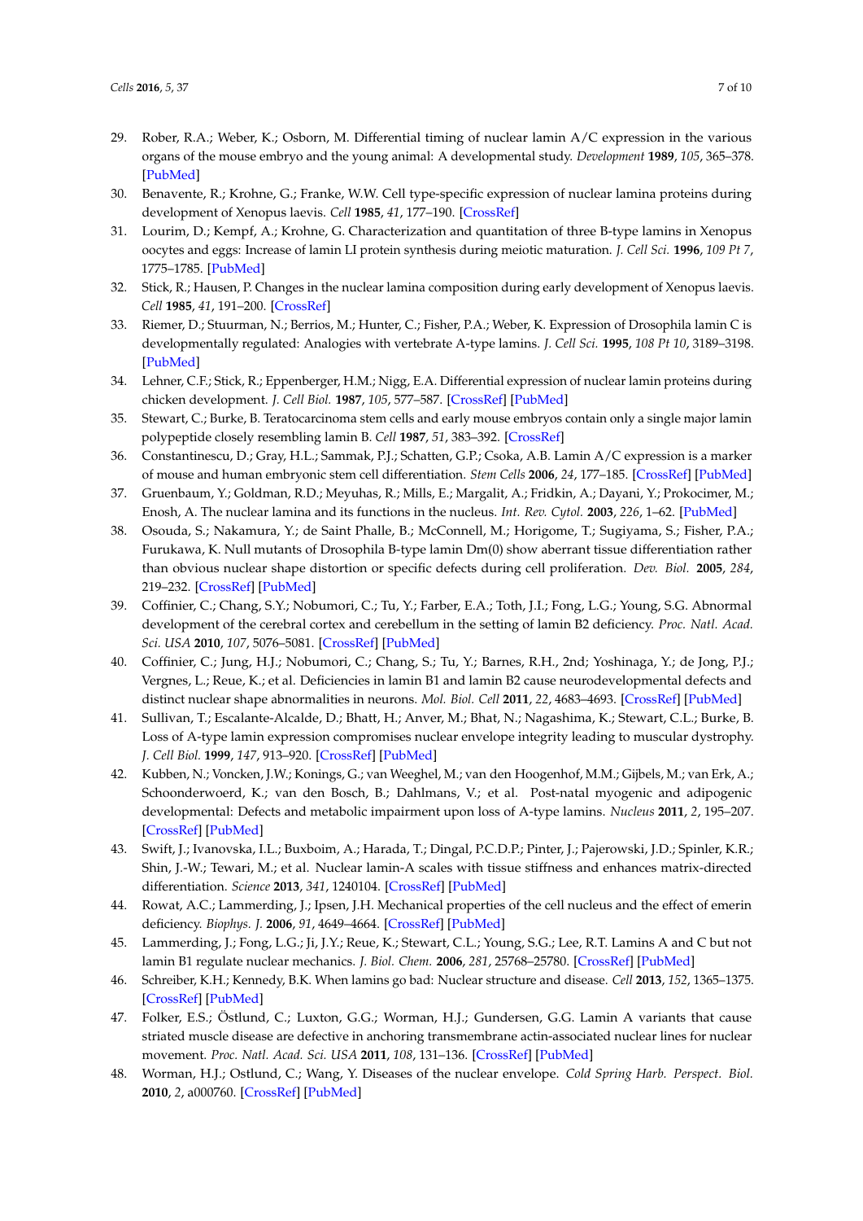29. Rober, R.A.; Weber, K.; Osborn, M. Differential timing of nuclear lamin A/C expression in the various organs of the mouse embryo and the young animal: A developmental study. *Development* **1989**, *105*, 365–378. [PubMed]
30. Benavente, R.; Krohne, G.; Franke, W.W. Cell type-specific expression of nuclear lamina proteins during development of Xenopus laevis. *Cell* **1985**, *41*, 177–190. [CrossRef]
31. Lourim, D.; Kempf, A.; Krohne, G. Characterization and quantitation of three B-type lamins in Xenopus oocytes and eggs: Increase of lamin LI protein synthesis during meiotic maturation. *J. Cell Sci.* **1996**, *109 Pt 7*, 1775–1785. [PubMed]
32. Stick, R.; Hausen, P. Changes in the nuclear lamina composition during early development of Xenopus laevis. *Cell* **1985**, *41*, 191–200. [CrossRef]
33. Riemer, D.; Stuurman, N.; Berrios, M.; Hunter, C.; Fisher, P.A.; Weber, K. Expression of Drosophila lamin C is developmentally regulated: Analogies with vertebrate A-type lamins. *J. Cell Sci.* **1995**, *108 Pt 10*, 3189–3198. [PubMed]
34. Lehner, C.F.; Stick, R.; Eppenberger, H.M.; Nigg, E.A. Differential expression of nuclear lamin proteins during chicken development. *J. Cell Biol.* **1987**, *105*, 577–587. [CrossRef] [PubMed]
35. Stewart, C.; Burke, B. Teratocarcinoma stem cells and early mouse embryos contain only a single major lamin polypeptide closely resembling lamin B. *Cell* **1987**, *51*, 383–392. [CrossRef]
36. Constantinescu, D.; Gray, H.L.; Sammak, P.J.; Schatten, G.P.; Csoka, A.B. Lamin A/C expression is a marker of mouse and human embryonic stem cell differentiation. *Stem Cells* **2006**, *24*, 177–185. [CrossRef] [PubMed]
37. Gruenbaum, Y.; Goldman, R.D.; Meyuhas, R.; Mills, E.; Margalit, A.; Fridkin, A.; Dayani, Y.; Prokocimer, M.; Enosh, A. The nuclear lamina and its functions in the nucleus. *Int. Rev. Cytol.* **2003**, *226*, 1–62. [PubMed]
38. Osouda, S.; Nakamura, Y.; de Saint Phalle, B.; McConnell, M.; Horigome, T.; Sugiyama, S.; Fisher, P.A.; Furukawa, K. Null mutants of Drosophila B-type lamin Dm(0) show aberrant tissue differentiation rather than obvious nuclear shape distortion or specific defects during cell proliferation. *Dev. Biol.* **2005**, *284*, 219–232. [CrossRef] [PubMed]
39. Coffinier, C.; Chang, S.Y.; Nobumori, C.; Tu, Y.; Farber, E.A.; Toth, J.I.; Fong, L.G.; Young, S.G. Abnormal development of the cerebral cortex and cerebellum in the setting of lamin B2 deficiency. *Proc. Natl. Acad. Sci. USA* **2010**, *107*, 5076–5081. [CrossRef] [PubMed]
40. Coffinier, C.; Jung, H.J.; Nobumori, C.; Chang, S.; Tu, Y.; Barnes, R.H., 2nd; Yoshinaga, Y.; de Jong, P.J.; Vergnes, L.; Reue, K.; et al. Deficiencies in lamin B1 and lamin B2 cause neurodevelopmental defects and distinct nuclear shape abnormalities in neurons. *Mol. Biol. Cell* **2011**, *22*, 4683–4693. [CrossRef] [PubMed]
41. Sullivan, T.; Escalante-Alcalde, D.; Bhatt, H.; Anver, M.; Bhat, N.; Nagashima, K.; Stewart, C.L.; Burke, B. Loss of A-type lamin expression compromises nuclear envelope integrity leading to muscular dystrophy. *J. Cell Biol.* **1999**, *147*, 913–920. [CrossRef] [PubMed]
42. Kubben, N.; Voncken, J.W.; Konings, G.; van Weeghel, M.; van den Hoogenhof, M.M.; Gijbels, M.; van Erk, A.; Schoonderwoerd, K.; van den Bosch, B.; Dahlmans, V.; et al. Post-natal myogenic and adipogenic developmental: Defects and metabolic impairment upon loss of A-type lamins. *Nucleus* **2011**, *2*, 195–207. [CrossRef] [PubMed]
43. Swift, J.; Ivanovska, I.L.; Buxboim, A.; Harada, T.; Dingal, P.C.D.P.; Pinter, J.; Pajerowski, J.D.; Spinler, K.R.; Shin, J.-W.; Tewari, M.; et al. Nuclear lamin-A scales with tissue stiffness and enhances matrix-directed differentiation. *Science* **2013**, *341*, 1240104. [CrossRef] [PubMed]
44. Rowat, A.C.; Lammerding, J.; Ipsen, J.H. Mechanical properties of the cell nucleus and the effect of emerin deficiency. *Biophys. J.* **2006**, *91*, 4649–4664. [CrossRef] [PubMed]
45. Lammerding, J.; Fong, L.G.; Ji, J.Y.; Reue, K.; Stewart, C.L.; Young, S.G.; Lee, R.T. Lamins A and C but not lamin B1 regulate nuclear mechanics. *J. Biol. Chem.* **2006**, *281*, 25768–25780. [CrossRef] [PubMed]
46. Schreiber, K.H.; Kennedy, B.K. When lamins go bad: Nuclear structure and disease. *Cell* **2013**, *152*, 1365–1375. [CrossRef] [PubMed]
47. Folker, E.S.; Östlund, C.; Luxton, G.G.; Worman, H.J.; Gundersen, G.G. Lamin A variants that cause striated muscle disease are defective in anchoring transmembrane actin-associated nuclear lines for nuclear movement. *Proc. Natl. Acad. Sci. USA* **2011**, *108*, 131–136. [CrossRef] [PubMed]
48. Worman, H.J.; Ostlund, C.; Wang, Y. Diseases of the nuclear envelope. *Cold Spring Harb. Perspect. Biol.* **2010**, *2*, a000760. [CrossRef] [PubMed]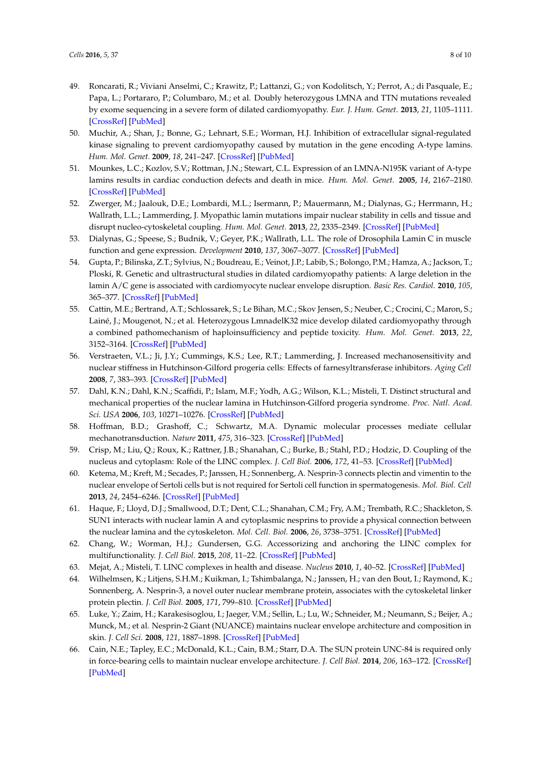49. Roncarati, R.; Viviani Anselmi, C.; Krawitz, P.; Lattanzi, G.; von Kodolitsch, Y.; Perrot, A.; di Pasquale, E.; Papa, L.; Portararo, P.; Columbaro, M.; et al. Doubly heterozygous LMNA and TTN mutations revealed by exome sequencing in a severe form of dilated cardiomyopathy. *Eur. J. Hum. Genet.* **2013**, *21*, 1105–1111. [CrossRef] [PubMed]
50. Muchir, A.; Shan, J.; Bonne, G.; Lehnart, S.E.; Worman, H.J. Inhibition of extracellular signal-regulated kinase signaling to prevent cardiomyopathy caused by mutation in the gene encoding A-type lamins. *Hum. Mol. Genet.* **2009**, *18*, 241–247. [CrossRef] [PubMed]
51. Mounkes, L.C.; Kozlov, S.V.; Rottman, J.N.; Stewart, C.L. Expression of an LMNA-N195K variant of A-type lamins results in cardiac conduction defects and death in mice. *Hum. Mol. Genet.* **2005**, *14*, 2167–2180. [CrossRef] [PubMed]
52. Zwerger, M.; Jaalouk, D.E.; Lombardi, M.L.; Isermann, P.; Mauermann, M.; Dialynas, G.; Herrmann, H.; Wallrath, L.L.; Lammerding, J. Myopathic lamin mutations impair nuclear stability in cells and tissue and disrupt nucleo-cytoskeletal coupling. *Hum. Mol. Genet.* **2013**, *22*, 2335–2349. [CrossRef] [PubMed]
53. Dialynas, G.; Speese, S.; Budnik, V.; Geyer, P.K.; Wallrath, L.L. The role of Drosophila Lamin C in muscle function and gene expression. *Development* **2010**, *137*, 3067–3077. [CrossRef] [PubMed]
54. Gupta, P.; Bilinska, Z.T.; Sylvius, N.; Boudreau, E.; Veinot, J.P.; Labib, S.; Bolongo, P.M.; Hamza, A.; Jackson, T.; Ploski, R. Genetic and ultrastructural studies in dilated cardiomyopathy patients: A large deletion in the lamin A/C gene is associated with cardiomyocyte nuclear envelope disruption. *Basic Res. Cardiol.* **2010**, *105*, 365–377. [CrossRef] [PubMed]
55. Cattin, M.E.; Bertrand, A.T.; Schlossarek, S.; Le Bihan, M.C.; Skov Jensen, S.; Neuber, C.; Crocini, C.; Maron, S.; Lainé, J.; Mougenot, N.; et al. Heterozygous LmnadelK32 mice develop dilated cardiomyopathy through a combined pathomechanism of haploinsufficiency and peptide toxicity. *Hum. Mol. Genet.* **2013**, *22*, 3152–3164. [CrossRef] [PubMed]
56. Verstraeten, V.L.; Ji, J.Y.; Cummings, K.S.; Lee, R.T.; Lammerding, J. Increased mechanosensitivity and nuclear stiffness in Hutchinson-Gilford progeria cells: Effects of farnesyltransferase inhibitors. *Aging Cell* **2008**, *7*, 383–393. [CrossRef] [PubMed]
57. Dahl, K.N.; Dahl, K.N.; Scaffidi, P.; Islam, M.F.; Yodh, A.G.; Wilson, K.L.; Misteli, T. Distinct structural and mechanical properties of the nuclear lamina in Hutchinson-Gilford progeria syndrome. *Proc. Natl. Acad. Sci. USA* **2006**, *103*, 10271–10276. [CrossRef] [PubMed]
58. Hoffman, B.D.; Grashoff, C.; Schwartz, M.A. Dynamic molecular processes mediate cellular mechanotransduction. *Nature* **2011**, *475*, 316–323. [CrossRef] [PubMed]
59. Crisp, M.; Liu, Q.; Roux, K.; Rattner, J.B.; Shanahan, C.; Burke, B.; Stahl, P.D.; Hodzic, D. Coupling of the nucleus and cytoplasm: Role of the LINC complex. *J. Cell Biol.* **2006**, *172*, 41–53. [CrossRef] [PubMed]
60. Ketema, M.; Kreft, M.; Secades, P.; Janssen, H.; Sonnenberg, A. Nesprin-3 connects plectin and vimentin to the nuclear envelope of Sertoli cells but is not required for Sertoli cell function in spermatogenesis. *Mol. Biol. Cell* **2013**, *24*, 2454–6246. [CrossRef] [PubMed]
61. Haque, F.; Lloyd, D.J.; Smallwood, D.T.; Dent, C.L.; Shanahan, C.M.; Fry, A.M.; Trembath, R.C.; Shackleton, S. SUN1 interacts with nuclear lamin A and cytoplasmic nesprins to provide a physical connection between the nuclear lamina and the cytoskeleton. *Mol. Cell. Biol.* **2006**, *26*, 3738–3751. [CrossRef] [PubMed]
62. Chang, W.; Worman, H.J.; Gundersen, G.G. Accessorizing and anchoring the LINC complex for multifunctionality. *J. Cell Biol.* **2015**, *208*, 11–22. [CrossRef] [PubMed]
63. Mejat, A.; Misteli, T. LINC complexes in health and disease. *Nucleus* **2010**, *1*, 40–52. [CrossRef] [PubMed]
64. Wilhelmsen, K.; Litjens, S.H.M.; Kuikman, I.; Tshimbalanga, N.; Janssen, H.; van den Bout, I.; Raymond, K.; Sonnenberg, A. Nesprin-3, a novel outer nuclear membrane protein, associates with the cytoskeletal linker protein plectin. *J. Cell Biol.* **2005**, *171*, 799–810. [CrossRef] [PubMed]
65. Luke, Y.; Zaim, H.; Karakesisoglou, I.; Jaeger, V.M.; Sellin, L.; Lu, W.; Schneider, M.; Neumann, S.; Beijer, A.; Munck, M.; et al. Nesprin-2 Giant (NUANCE) maintains nuclear envelope architecture and composition in skin. *J. Cell Sci.* **2008**, *121*, 1887–1898. [CrossRef] [PubMed]
66. Cain, N.E.; Tapley, E.C.; McDonald, K.L.; Cain, B.M.; Starr, D.A. The SUN protein UNC-84 is required only in force-bearing cells to maintain nuclear envelope architecture. *J. Cell Biol.* **2014**, *206*, 163–172. [CrossRef] [PubMed]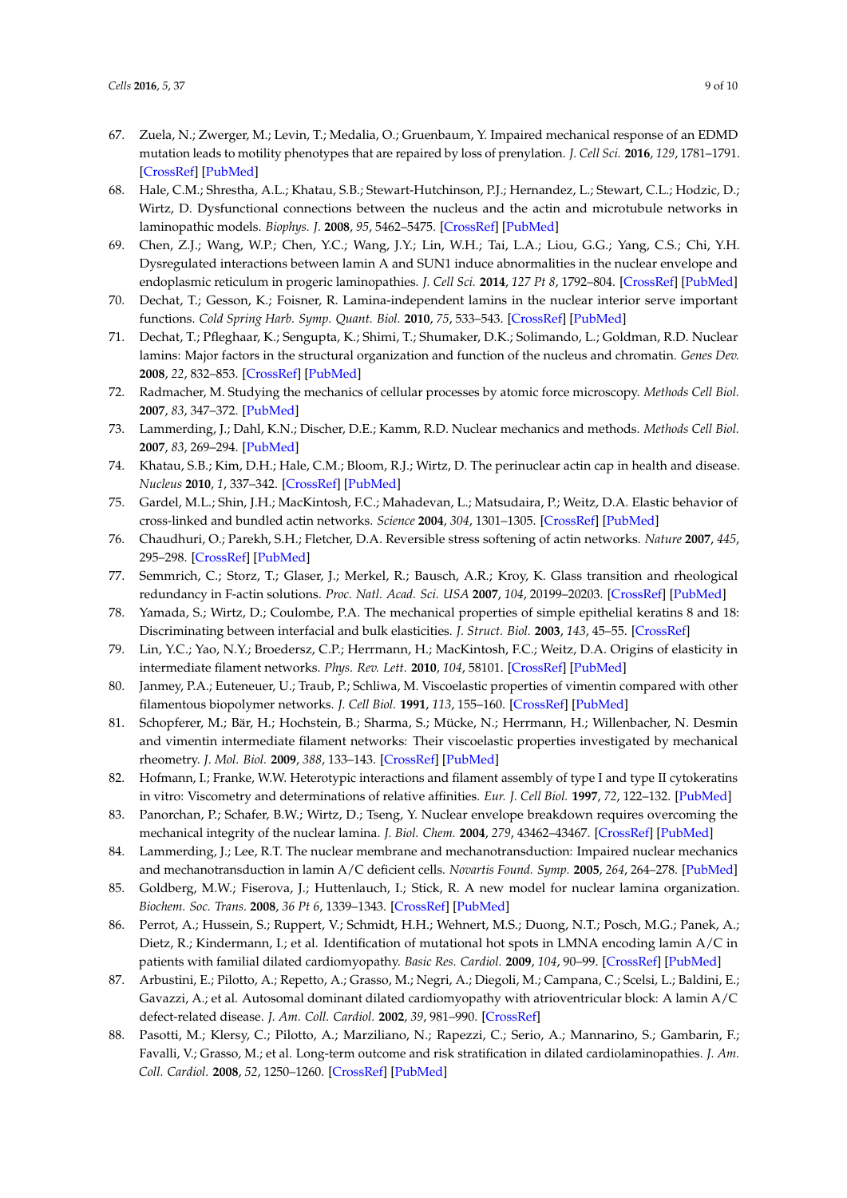67. Zuela, N.; Zwerger, M.; Levin, T.; Medalia, O.; Gruenbaum, Y. Impaired mechanical response of an EDMD mutation leads to motility phenotypes that are repaired by loss of prenylation. *J. Cell Sci.* **2016**, *129*, 1781–1791. [CrossRef] [PubMed]
68. Hale, C.M.; Shrestha, A.L.; Khatau, S.B.; Stewart-Hutchinson, P.J.; Hernandez, L.; Stewart, C.L.; Hodzic, D.; Wirtz, D. Dysfunctional connections between the nucleus and the actin and microtubule networks in laminopathic models. *Biophys. J.* **2008**, *95*, 5462–5475. [CrossRef] [PubMed]
69. Chen, Z.J.; Wang, W.P.; Chen, Y.C.; Wang, J.Y.; Lin, W.H.; Tai, L.A.; Liou, G.G.; Yang, C.S.; Chi, Y.H. Dysregulated interactions between lamin A and SUN1 induce abnormalities in the nuclear envelope and endoplasmic reticulum in progeric laminopathies. *J. Cell Sci.* **2014**, *127 Pt 8*, 1792–804. [CrossRef] [PubMed]
70. Dechat, T.; Gesson, K.; Foisner, R. Lamina-independent lamins in the nuclear interior serve important functions. *Cold Spring Harb. Symp. Quant. Biol.* **2010**, *75*, 533–543. [CrossRef] [PubMed]
71. Dechat, T.; Pfleghaar, K.; Sengupta, K.; Shimi, T.; Shumaker, D.K.; Solimando, L.; Goldman, R.D. Nuclear lamins: Major factors in the structural organization and function of the nucleus and chromatin. *Genes Dev.* **2008**, *22*, 832–853. [CrossRef] [PubMed]
72. Radmacher, M. Studying the mechanics of cellular processes by atomic force microscopy. *Methods Cell Biol.* **2007**, *83*, 347–372. [PubMed]
73. Lammerding, J.; Dahl, K.N.; Discher, D.E.; Kamm, R.D. Nuclear mechanics and methods. *Methods Cell Biol.* **2007**, *83*, 269–294. [PubMed]
74. Khatau, S.B.; Kim, D.H.; Hale, C.M.; Bloom, R.J.; Wirtz, D. The perinuclear actin cap in health and disease. *Nucleus* **2010**, *1*, 337–342. [CrossRef] [PubMed]
75. Gardel, M.L.; Shin, J.H.; MacKintosh, F.C.; Mahadevan, L.; Matsudaira, P.; Weitz, D.A. Elastic behavior of cross-linked and bundled actin networks. *Science* **2004**, *304*, 1301–1305. [CrossRef] [PubMed]
76. Chaudhuri, O.; Parekh, S.H.; Fletcher, D.A. Reversible stress softening of actin networks. *Nature* **2007**, *445*, 295–298. [CrossRef] [PubMed]
77. Semmrich, C.; Storz, T.; Glaser, J.; Merkel, R.; Bausch, A.R.; Kroy, K. Glass transition and rheological redundancy in F-actin solutions. *Proc. Natl. Acad. Sci. USA* **2007**, *104*, 20199–20203. [CrossRef] [PubMed]
78. Yamada, S.; Wirtz, D.; Coulombe, P.A. The mechanical properties of simple epithelial keratins 8 and 18: Discriminating between interfacial and bulk elasticities. *J. Struct. Biol.* **2003**, *143*, 45–55. [CrossRef]
79. Lin, Y.C.; Yao, N.Y.; Broedersz, C.P.; Herrmann, H.; MacKintosh, F.C.; Weitz, D.A. Origins of elasticity in intermediate filament networks. *Phys. Rev. Lett.* **2010**, *104*, 58101. [CrossRef] [PubMed]
80. Janmey, P.A.; Euteneuer, U.; Traub, P.; Schliwa, M. Viscoelastic properties of vimentin compared with other filamentous biopolymer networks. *J. Cell Biol.* **1991**, *113*, 155–160. [CrossRef] [PubMed]
81. Schopferer, M.; Bär, H.; Hochstein, B.; Sharma, S.; Mücke, N.; Herrmann, H.; Willenbacher, N. Desmin and vimentin intermediate filament networks: Their viscoelastic properties investigated by mechanical rheometry. *J. Mol. Biol.* **2009**, *388*, 133–143. [CrossRef] [PubMed]
82. Hofmann, I.; Franke, W.W. Heterotypic interactions and filament assembly of type I and type II cytokeratins in vitro: Viscometry and determinations of relative affinities. *Eur. J. Cell Biol.* **1997**, *72*, 122–132. [PubMed]
83. Panorchan, P.; Schafer, B.W.; Wirtz, D.; Tseng, Y. Nuclear envelope breakdown requires overcoming the mechanical integrity of the nuclear lamina. *J. Biol. Chem.* **2004**, *279*, 43462–43467. [CrossRef] [PubMed]
84. Lammerding, J.; Lee, R.T. The nuclear membrane and mechanotransduction: Impaired nuclear mechanics and mechanotransduction in lamin A/C deficient cells. *Novartis Found. Symp.* **2005**, *264*, 264–278. [PubMed]
85. Goldberg, M.W.; Fiserova, J.; Huttenlauch, I.; Stick, R. A new model for nuclear lamina organization. *Biochem. Soc. Trans.* **2008**, *36 Pt 6*, 1339–1343. [CrossRef] [PubMed]
86. Perrot, A.; Hussein, S.; Ruppert, V.; Schmidt, H.H.; Wehnert, M.S.; Duong, N.T.; Posch, M.G.; Panek, A.; Dietz, R.; Kindermann, I.; et al. Identification of mutational hot spots in LMNA encoding lamin A/C in patients with familial dilated cardiomyopathy. *Basic Res. Cardiol.* **2009**, *104*, 90–99. [CrossRef] [PubMed]
87. Arbustini, E.; Pilotto, A.; Repetto, A.; Grasso, M.; Negri, A.; Diegoli, M.; Campana, C.; Scelsi, L.; Baldini, E.; Gavazzi, A.; et al. Autosomal dominant dilated cardiomyopathy with atrioventricular block: A lamin A/C defect-related disease. *J. Am. Coll. Cardiol.* **2002**, *39*, 981–990. [CrossRef]
88. Pasotti, M.; Klersy, C.; Pilotto, A.; Marziliano, N.; Rapezzi, C.; Serio, A.; Mannarino, S.; Gambarin, F.; Favalli, V.; Grasso, M.; et al. Long-term outcome and risk stratification in dilated cardiolaminopathies. *J. Am. Coll. Cardiol.* **2008**, *52*, 1250–1260. [CrossRef] [PubMed]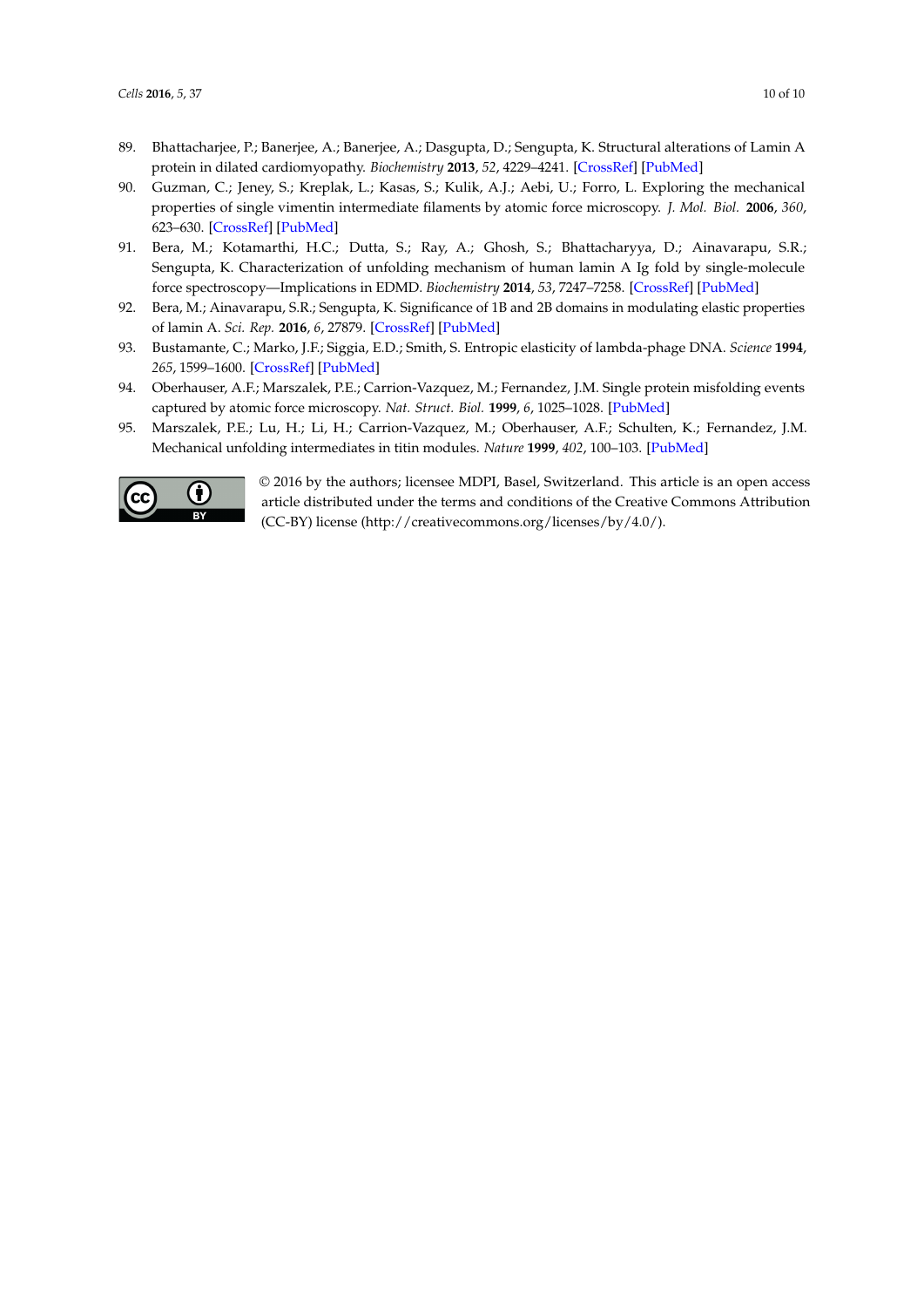89. Bhattacharjee, P.; Banerjee, A.; Banerjee, A.; Dasgupta, D.; Sengupta, K. Structural alterations of Lamin A protein in dilated cardiomyopathy. *Biochemistry* **2013**, *52*, 4229–4241. [CrossRef] [PubMed]
90. Guzman, C.; Jeney, S.; Kreplak, L.; Kasas, S.; Kulik, A.J.; Aebi, U.; Forro, L. Exploring the mechanical properties of single vimentin intermediate filaments by atomic force microscopy. *J. Mol. Biol.* **2006**, *360*, 623–630. [CrossRef] [PubMed]
91. Bera, M.; Kotamarthi, H.C.; Dutta, S.; Ray, A.; Ghosh, S.; Bhattacharyya, D.; Ainavarapu, S.R.; Sengupta, K. Characterization of unfolding mechanism of human lamin A Ig fold by single-molecule force spectroscopy—Implications in EDMD. *Biochemistry* **2014**, *53*, 7247–7258. [CrossRef] [PubMed]
92. Bera, M.; Ainavarapu, S.R.; Sengupta, K. Significance of 1B and 2B domains in modulating elastic properties of lamin A. *Sci. Rep.* **2016**, *6*, 27879. [CrossRef] [PubMed]
93. Bustamante, C.; Marko, J.F.; Siggia, E.D.; Smith, S. Entropic elasticity of lambda-phage DNA. *Science* **1994**, *265*, 1599–1600. [CrossRef] [PubMed]
94. Oberhauser, A.F.; Marszalek, P.E.; Carrion-Vazquez, M.; Fernandez, J.M. Single protein misfolding events captured by atomic force microscopy. *Nat. Struct. Biol.* **1999**, *6*, 1025–1028. [PubMed]
95. Marszalek, P.E.; Lu, H.; Li, H.; Carrion-Vazquez, M.; Oberhauser, A.F.; Schulten, K.; Fernandez, J.M. Mechanical unfolding intermediates in titin modules. *Nature* **1999**, *402*, 100–103. [PubMed]

© 2016 by the authors; licensee MDPI, Basel, Switzerland. This article is an open access article distributed under the terms and conditions of the Creative Commons Attribution (CC-BY) license (http://creativecommons.org/licenses/by/4.0/).